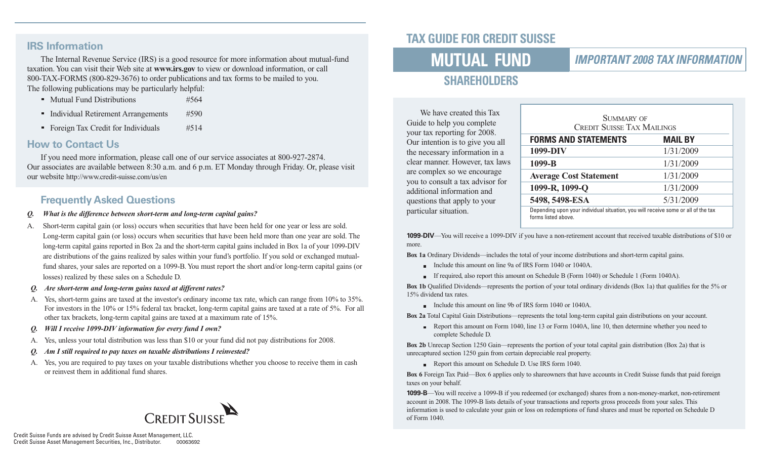## IRS Information

The Internal Revenue Service (IRS) is a good resource for more information about mutual-fund taxation. You can visit their Web site at **www.irs.gov** to view or download information, or call 800-TAX-FORMS (800-829-3676) to order publications and tax forms to be mailed to you. The following publications may be particularly helpful:

- Mutual Fund Distributions #564
- Individual Retirement Arrangements #590
- Foreign Tax Credit for Individuals #514

## How to Contact Us

If you need more information, please call one of our service associates at 800-927-2874. Our associates are available between 8:30 a.m. and 6 p.m. ET Monday through Friday. Or, please visit our website http://www.credit-suisse.com/us/en

## Frequently Asked Questions

***Q. What is the difference between short-term and long-term capital gains?***

A. Short-term capital gain (or loss) occurs when securities that have been held for one year or less are sold. Long-term capital gain (or loss) occurs when securities that have been held more than one year are sold. The long-term capital gains reported in Box 2a and the short-term capital gains included in Box 1a of your 1099-DIV are distributions of the gains realized by sales within your fund's portfolio. If you sold or exchanged mutual-fund shares, your sales are reported on a 1099-B. You must report the short and/or long-term capital gains (or losses) realized by these sales on a Schedule D.

***Q. Are short-term and long-term gains taxed at different rates?***

A. Yes, short-term gains are taxed at the investor's ordinary income tax rate, which can range from 10% to 35%. For investors in the 10% or 15% federal tax bracket, long-term capital gains are taxed at a rate of 5%. For all other tax brackets, long-term capital gains are taxed at a maximum rate of 15%.

***Q. Will I receive 1099-DIV information for every fund I own?***

A. Yes, unless your total distribution was less than $10 or your fund did not pay distributions for 2008.

***Q. Am I still required to pay taxes on taxable distributions I reinvested?***

A. Yes, you are required to pay taxes on your taxable distributions whether you choose to receive them in cash or reinvest them in additional fund shares.

CREDIT SUISSE

Credit Suisse Funds are advised by Credit Suisse Asset Management, LLC.
Credit Suisse Asset Management Securities, Inc., Distributor. 00063692

# TAX GUIDE FOR CREDIT SUISSE MUTUAL FUND SHAREHOLDERS

## IMPORTANT 2008 TAX INFORMATION

We have created this Tax Guide to help you complete your tax reporting for 2008. Our intention is to give you all the necessary information in a clear manner. However, tax laws are complex so we encourage you to consult a tax advisor for additional information and questions that apply to your particular situation.

**Summary of Credit Suisse Tax Mailings**

| FORMS AND STATEMENTS | MAIL BY |
|---|---|
| 1099-DIV | 1/31/2009 |
| 1099-B | 1/31/2009 |
| Average Cost Statement | 1/31/2009 |
| 1099-R, 1099-Q | 1/31/2009 |
| 5498, 5498-ESA | 5/31/2009 |

Depending upon your individual situation, you will receive some or all of the tax forms listed above.

**1099-DIV**—You will receive a 1099-DIV if you have a non-retirement account that received taxable distributions of $10 or more.

**Box 1a** Ordinary Dividends—includes the total of your income distributions and short-term capital gains.

- Include this amount on line 9a of IRS Form 1040 or 1040A.
- If required, also report this amount on Schedule B (Form 1040) or Schedule 1 (Form 1040A).

**Box 1b** Qualified Dividends—represents the portion of your total ordinary dividends (Box 1a) that qualifies for the 5% or 15% dividend tax rates.

- Include this amount on line 9b of IRS form 1040 or 1040A.

**Box 2a** Total Capital Gain Distributions—represents the total long-term capital gain distributions on your account.

- Report this amount on Form 1040, line 13 or Form 1040A, line 10, then determine whether you need to complete Schedule D.

**Box 2b** Unrecap Section 1250 Gain—represents the portion of your total capital gain distribution (Box 2a) that is unrecaptured section 1250 gain from certain depreciable real property.

- Report this amount on Schedule D. Use IRS form 1040.

**Box 6** Foreign Tax Paid—Box 6 applies only to shareowners that have accounts in Credit Suisse funds that paid foreign taxes on your behalf.

**1099-B**—You will receive a 1099-B if you redeemed (or exchanged) shares from a non-money-market, non-retirement account in 2008. The 1099-B lists details of your transactions and reports gross proceeds from your sales. This information is used to calculate your gain or loss on redemptions of fund shares and must be reported on Schedule D of Form 1040.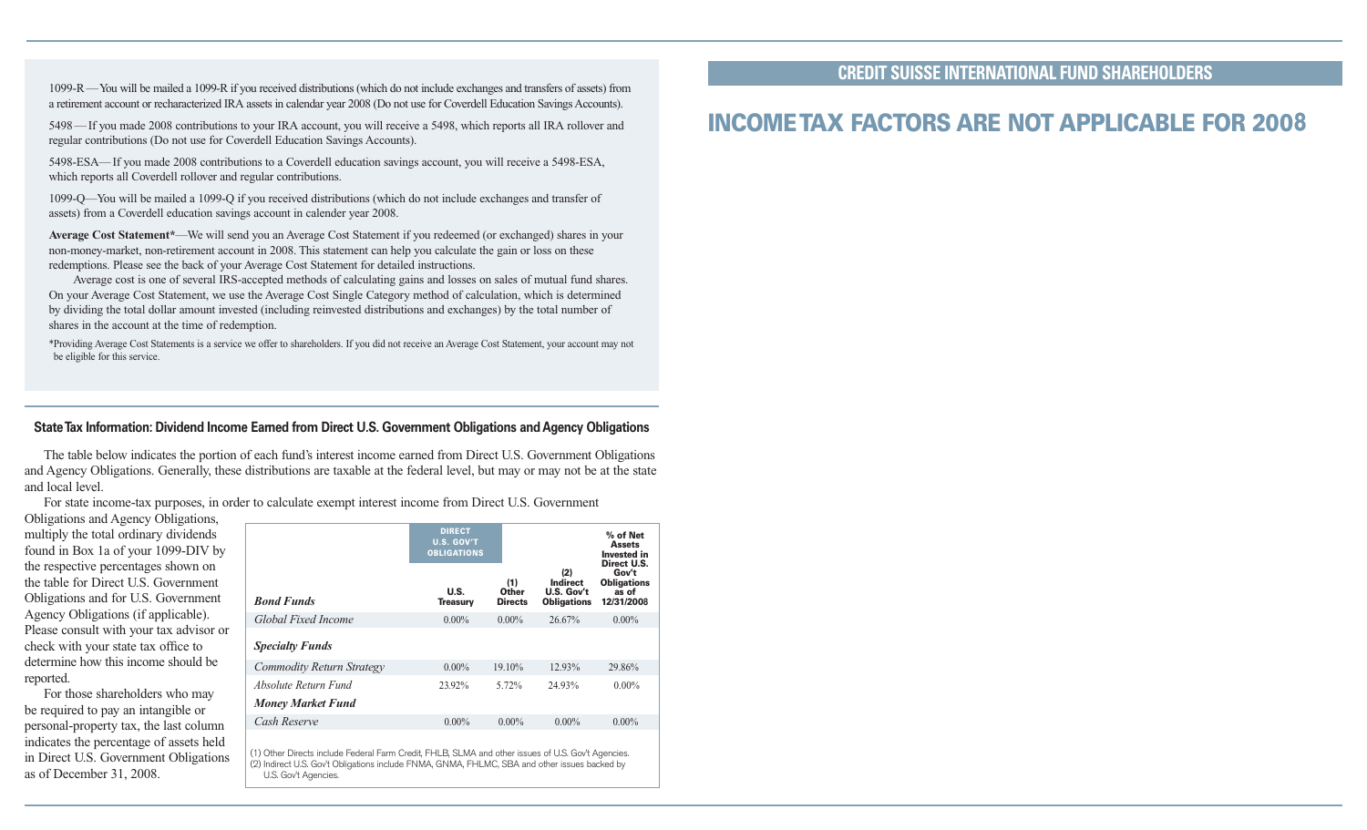1099-R — You will be mailed a 1099-R if you received distributions (which do not include exchanges and transfers of assets) from a retirement account or recharacterized IRA assets in calendar year 2008 (Do not use for Coverdell Education Savings Accounts).

5498 — If you made 2008 contributions to your IRA account, you will receive a 5498, which reports all IRA rollover and regular contributions (Do not use for Coverdell Education Savings Accounts).

5498-ESA— If you made 2008 contributions to a Coverdell education savings account, you will receive a 5498-ESA, which reports all Coverdell rollover and regular contributions.

1099-Q—You will be mailed a 1099-Q if you received distributions (which do not include exchanges and transfer of assets) from a Coverdell education savings account in calender year 2008.

**Average Cost Statement***—We will send you an Average Cost Statement if you redeemed (or exchanged) shares in your non-money-market, non-retirement account in 2008. This statement can help you calculate the gain or loss on these redemptions. Please see the back of your Average Cost Statement for detailed instructions.

Average cost is one of several IRS-accepted methods of calculating gains and losses on sales of mutual fund shares. On your Average Cost Statement, we use the Average Cost Single Category method of calculation, which is determined by dividing the total dollar amount invested (including reinvested distributions and exchanges) by the total number of shares in the account at the time of redemption.

*Providing Average Cost Statements is a service we offer to shareholders. If you did not receive an Average Cost Statement, your account may not be eligible for this service.

### State Tax Information: Dividend Income Earned from Direct U.S. Government Obligations and Agency Obligations

The table below indicates the portion of each fund's interest income earned from Direct U.S. Government Obligations and Agency Obligations. Generally, these distributions are taxable at the federal level, but may or may not be at the state and local level.

For state income-tax purposes, in order to calculate exempt interest income from Direct U.S. Government Obligations and Agency Obligations, multiply the total ordinary dividends found in Box 1a of your 1099-DIV by the respective percentages shown on the table for Direct U.S. Government Obligations and for U.S. Government Agency Obligations (if applicable). Please consult with your tax advisor or check with your state tax office to determine how this income should be reported.

For those shareholders who may be required to pay an intangible or personal-property tax, the last column indicates the percentage of assets held in Direct U.S. Government Obligations as of December 31, 2008.

| | DIRECT U.S. GOV'T OBLIGATIONS | | | |
|---|---|---|---|---|
| ***Bond Funds*** | **U.S. Treasury** | **(1) Other Directs** | **(2) Indirect U.S. Gov't Obligations** | **% of Net Assets Invested in Direct U.S. Gov't Obligations as of 12/31/2008** |
| *Global Fixed Income* | 0.00% | 0.00% | 26.67% | 0.00% |
| ***Specialty Funds*** | | | | |
| *Commodity Return Strategy* | 0.00% | 19.10% | 12.93% | 29.86% |
| *Absolute Return Fund* | 23.92% | 5.72% | 24.93% | 0.00% |
| ***Money Market Fund*** | | | | |
| *Cash Reserve* | 0.00% | 0.00% | 0.00% | 0.00% |

(1) Other Directs include Federal Farm Credit, FHLB, SLMA and other issues of U.S. Gov't Agencies.
(2) Indirect U.S. Gov't Obligations include FNMA, GNMA, FHLMC, SBA and other issues backed by U.S. Gov't Agencies.

## CREDIT SUISSE INTERNATIONAL FUND SHAREHOLDERS

# INCOME TAX FACTORS ARE NOT APPLICABLE FOR 2008